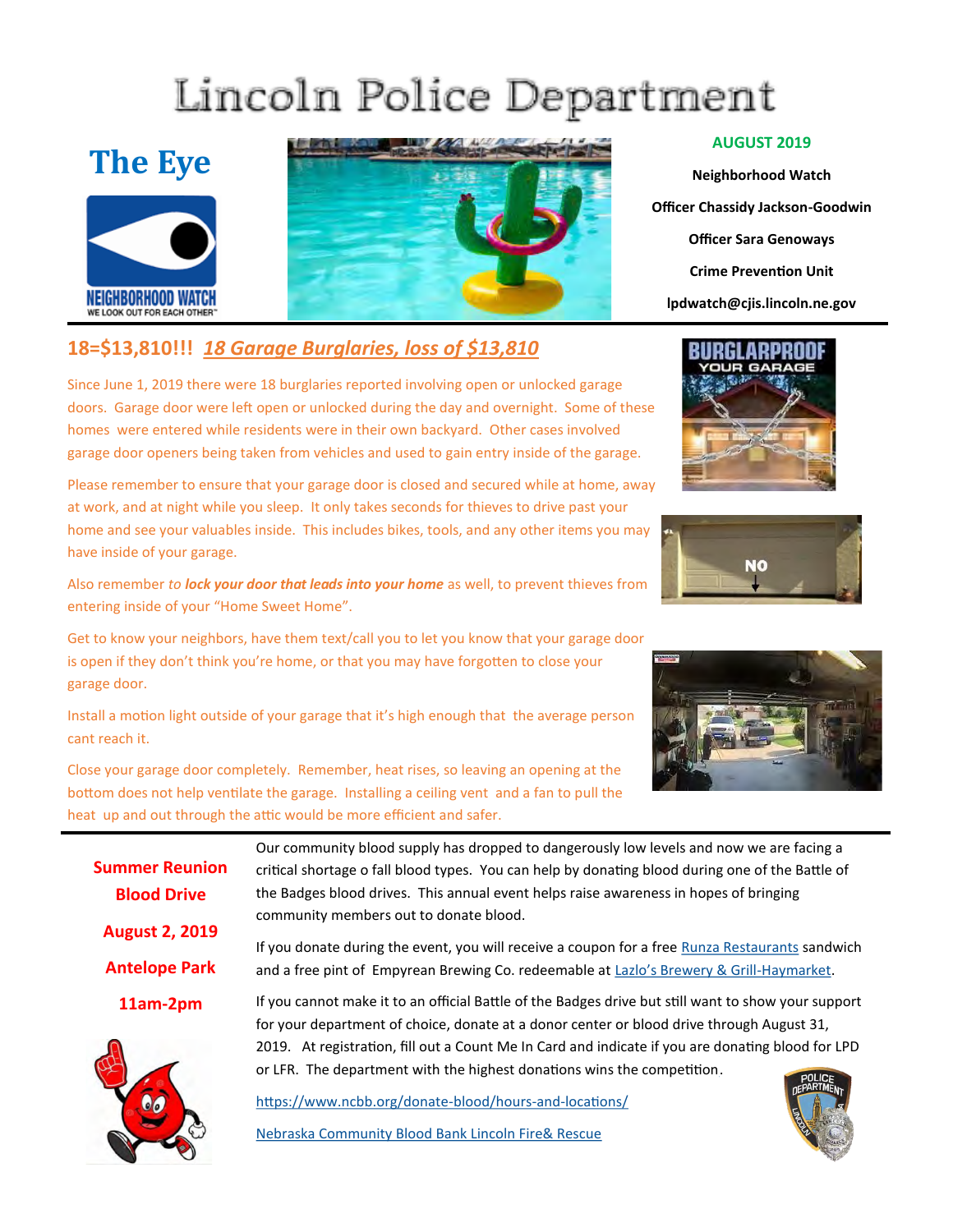# Lincoln Police Department

## The Eye

**AUGUST 2019**

**Neighborhood Watch**

**Officer Chassidy Jackson-Goodwin**

**Officer Sara Genoways**

**Crime Prevention Unit**

**lpdwatch@cjis.lincoln.ne.gov**

## 18=$13,810!!! *18 Garage Burglaries, loss of $13,810*

Since June 1, 2019 there were 18 burglaries reported involving open or unlocked garage doors. Garage door were left open or unlocked during the day and overnight. Some of these homes were entered while residents were in their own backyard. Other cases involved garage door openers being taken from vehicles and used to gain entry inside of the garage.

Please remember to ensure that your garage door is closed and secured while at home, away at work, and at night while you sleep. It only takes seconds for thieves to drive past your home and see your valuables inside. This includes bikes, tools, and any other items you may have inside of your garage.

Also remember *to **lock your door that leads into your home*** as well, to prevent thieves from entering inside of your "Home Sweet Home".

Get to know your neighbors, have them text/call you to let you know that your garage door is open if they don't think you're home, or that you may have forgotten to close your garage door.

Install a motion light outside of your garage that it's high enough that the average person cant reach it.

Close your garage door completely. Remember, heat rises, so leaving an opening at the bottom does not help ventilate the garage. Installing a ceiling vent and a fan to pull the heat up and out through the attic would be more efficient and safer.

## Summer Reunion Blood Drive

**August 2, 2019**

**Antelope Park**

**11am-2pm**

Our community blood supply has dropped to dangerously low levels and now we are facing a critical shortage o fall blood types. You can help by donating blood during one of the Battle of the Badges blood drives. This annual event helps raise awareness in hopes of bringing community members out to donate blood.

If you donate during the event, you will receive a coupon for a free Runza Restaurants sandwich and a free pint of Empyrean Brewing Co. redeemable at Lazlo's Brewery & Grill-Haymarket.

If you cannot make it to an official Battle of the Badges drive but still want to show your support for your department of choice, donate at a donor center or blood drive through August 31, 2019. At registration, fill out a Count Me In Card and indicate if you are donating blood for LPD or LFR. The department with the highest donations wins the competition.

https://www.ncbb.org/donate-blood/hours-and-locations/

Nebraska Community Blood Bank Lincoln Fire& Rescue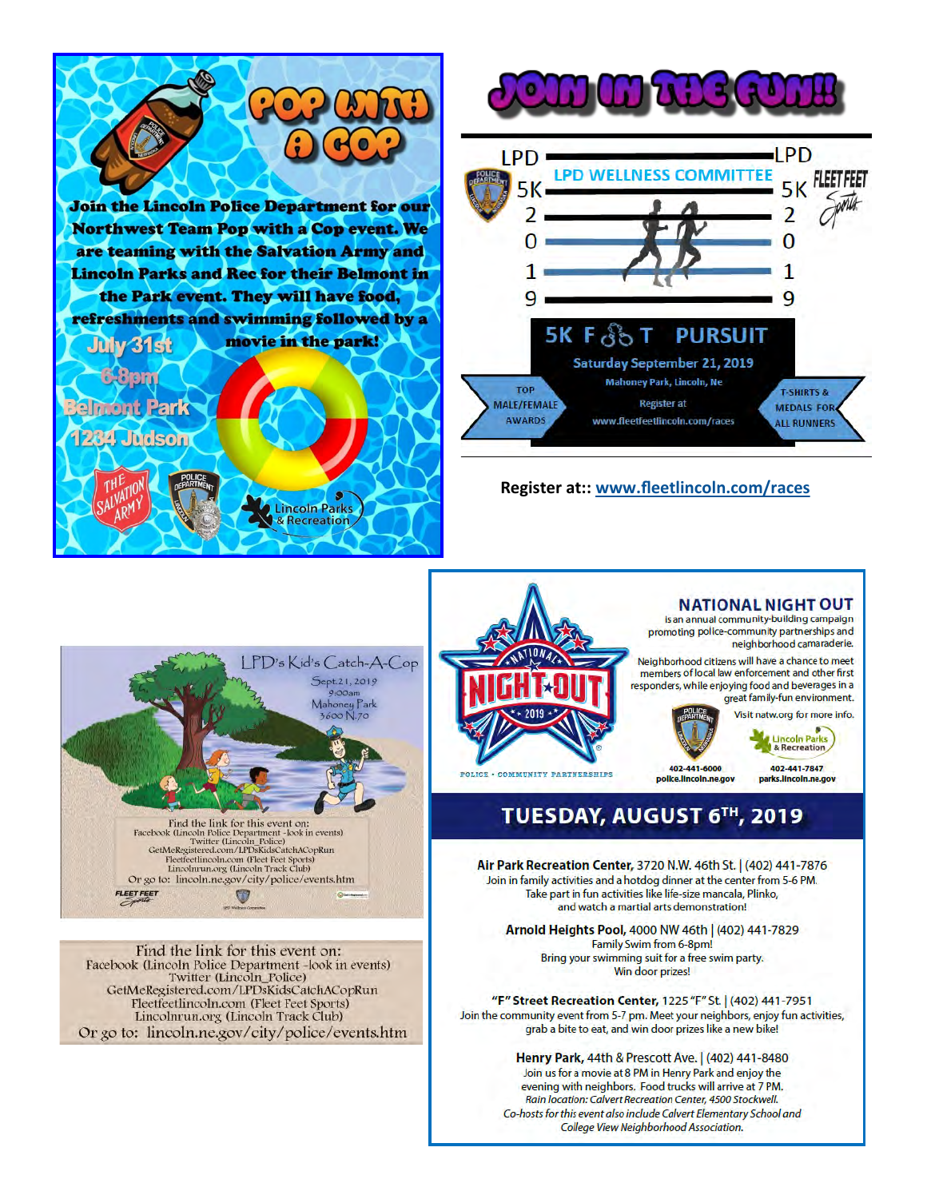# POP WITH A COP

**Join the Lincoln Police Department for our Northwest Team Pop with a Cop event. We are teaming with the Salvation Army and Lincoln Parks and Rec for their Belmont in the Park event. They will have food, refreshments and swimming followed by a movie in the park!**

**July 31st**
**6-8pm**
**Belmont Park**
**1234 Judson**

The Salvation Army · Police Department · Lincoln Parks & Recreation

# JOIN IN THE FUN!!

LPD 5K 2019

LPD WELLNESS COMMITTEE

FLEET FEET Sports

## 5K FOOT PURSUIT

**Saturday September 21, 2019**

Mahoney Park, Lincoln, Ne

Register at www.fleetfeetlincoln.com/races

TOP MALE/FEMALE AWARDS

T-SHIRTS & MEDALS FOR ALL RUNNERS

**Register at:: www.fleetlincoln.com/races**

## LPD's Kid's Catch-A-Cop

Sept.21, 2019
9:00am
Mahoney Park
3600 N.70

Find the link for this event on:
Facebook (Lincoln Police Department -look in events)
Twitter (Lincoln_Police)
GetMeRegistered.com/LPDsKidsCatchACopRun
Fleetfeetlincoln.com (Fleet Feet Sports)
Lincolnrun.org (Lincoln Track Club)
Or go to: lincoln.ne.gov/city/police/events.htm

Find the link for this event on:
Facebook (Lincoln Police Department -look in events)
Twitter (Lincoln_Police)
GetMeRegistered.com/LPDsKidsCatchACopRun
Fleetfeetlincoln.com (Fleet Feet Sports)
Lincolnrun.org (Lincoln Track Club)
Or go to: lincoln.ne.gov/city/police/events.htm

# NATIONAL NIGHT OUT

is an annual community-building campaign promoting police-community partnerships and neighborhood camaraderie.

Neighborhood citizens will have a chance to meet members of local law enforcement and other first responders, while enjoying food and beverages in a great family-fun environment.

Visit natw.org for more info.

POLICE • COMMUNITY PARTNERSHIPS

402-441-6000
police.lincoln.ne.gov

402-441-7847
parks.lincoln.ne.gov

## TUESDAY, AUGUST 6TH, 2019

**Air Park Recreation Center,** 3720 N.W. 46th St. | (402) 441-7876
Join in family activities and a hotdog dinner at the center from 5-6 PM.
Take part in fun activities like life-size mancala, Plinko, and watch a martial arts demonstration!

**Arnold Heights Pool,** 4000 NW 46th | (402) 441-7829
Family Swim from 6-8pm!
Bring your swimming suit for a free swim party.
Win door prizes!

**"F" Street Recreation Center,** 1225 "F" St. | (402) 441-7951
Join the community event from 5-7 pm. Meet your neighbors, enjoy fun activities, grab a bite to eat, and win door prizes like a new bike!

**Henry Park,** 44th & Prescott Ave. | (402) 441-8480
Join us for a movie at 8 PM in Henry Park and enjoy the evening with neighbors. Food trucks will arrive at 7 PM.
*Rain location: Calvert Recreation Center, 4500 Stockwell.*
*Co-hosts for this event also include Calvert Elementary School and College View Neighborhood Association.*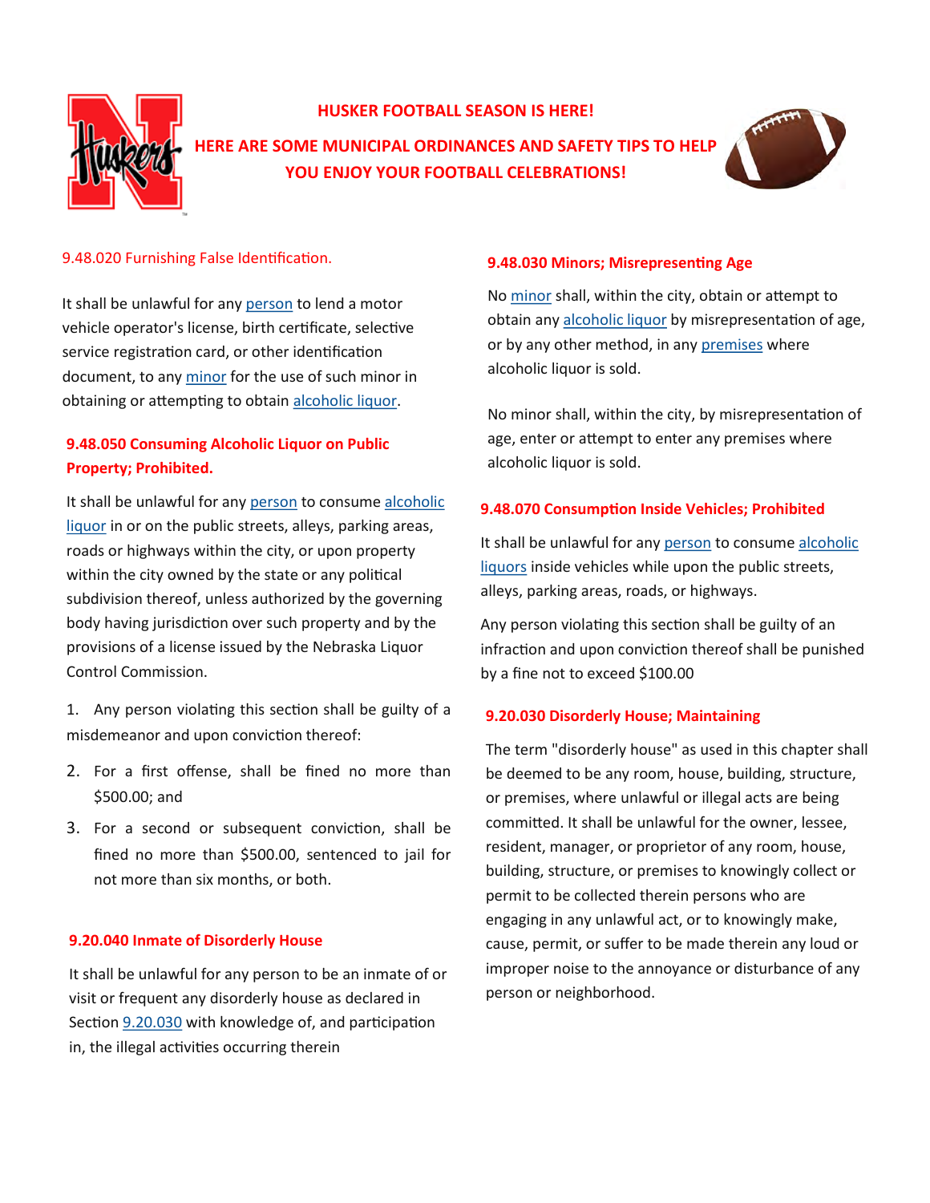**HUSKER FOOTBALL SEASON IS HERE!**

**HERE ARE SOME MUNICIPAL ORDINANCES AND SAFETY TIPS TO HELP YOU ENJOY YOUR FOOTBALL CELEBRATIONS!**

### 9.48.020 Furnishing False Identification.

It shall be unlawful for any person to lend a motor vehicle operator's license, birth certificate, selective service registration card, or other identification document, to any minor for the use of such minor in obtaining or attempting to obtain alcoholic liquor.

### 9.48.050 Consuming Alcoholic Liquor on Public Property; Prohibited.

It shall be unlawful for any person to consume alcoholic liquor in or on the public streets, alleys, parking areas, roads or highways within the city, or upon property within the city owned by the state or any political subdivision thereof, unless authorized by the governing body having jurisdiction over such property and by the provisions of a license issued by the Nebraska Liquor Control Commission.

1. Any person violating this section shall be guilty of a misdemeanor and upon conviction thereof:
2. For a first offense, shall be fined no more than $500.00; and
3. For a second or subsequent conviction, shall be fined no more than $500.00, sentenced to jail for not more than six months, or both.

### 9.20.040 Inmate of Disorderly House

It shall be unlawful for any person to be an inmate of or visit or frequent any disorderly house as declared in Section 9.20.030 with knowledge of, and participation in, the illegal activities occurring therein

### 9.48.030 Minors; Misrepresenting Age

No minor shall, within the city, obtain or attempt to obtain any alcoholic liquor by misrepresentation of age, or by any other method, in any premises where alcoholic liquor is sold.

No minor shall, within the city, by misrepresentation of age, enter or attempt to enter any premises where alcoholic liquor is sold.

### 9.48.070 Consumption Inside Vehicles; Prohibited

It shall be unlawful for any person to consume alcoholic liquors inside vehicles while upon the public streets, alleys, parking areas, roads, or highways.

Any person violating this section shall be guilty of an infraction and upon conviction thereof shall be punished by a fine not to exceed $100.00

### 9.20.030 Disorderly House; Maintaining

The term "disorderly house" as used in this chapter shall be deemed to be any room, house, building, structure, or premises, where unlawful or illegal acts are being committed. It shall be unlawful for the owner, lessee, resident, manager, or proprietor of any room, house, building, structure, or premises to knowingly collect or permit to be collected therein persons who are engaging in any unlawful act, or to knowingly make, cause, permit, or suffer to be made therein any loud or improper noise to the annoyance or disturbance of any person or neighborhood.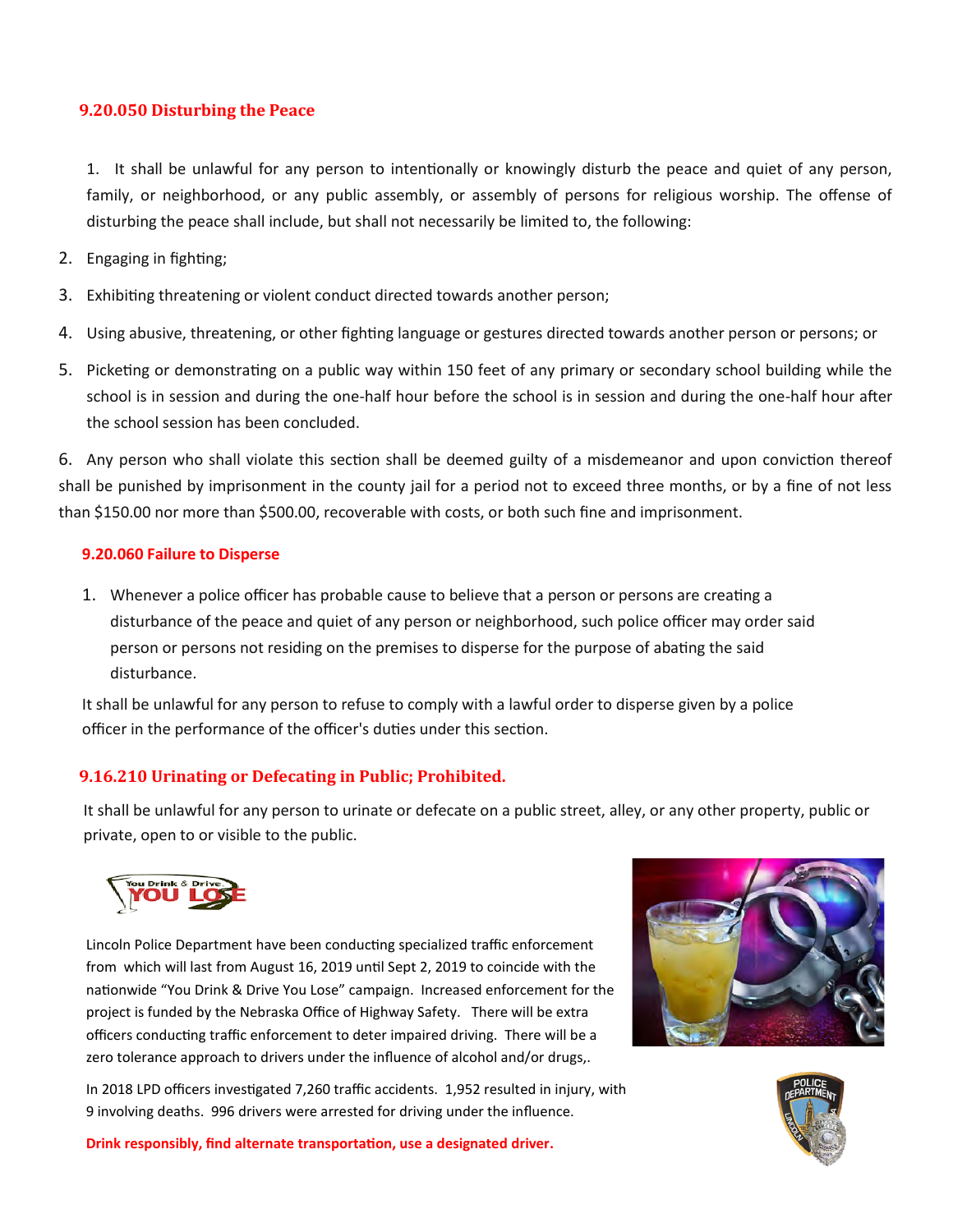### 9.20.050 Disturbing the Peace

1. It shall be unlawful for any person to intentionally or knowingly disturb the peace and quiet of any person, family, or neighborhood, or any public assembly, or assembly of persons for religious worship. The offense of disturbing the peace shall include, but shall not necessarily be limited to, the following:

2. Engaging in fighting;
3. Exhibiting threatening or violent conduct directed towards another person;
4. Using abusive, threatening, or other fighting language or gestures directed towards another person or persons; or
5. Picketing or demonstrating on a public way within 150 feet of any primary or secondary school building while the school is in session and during the one-half hour before the school is in session and during the one-half hour after the school session has been concluded.

6. Any person who shall violate this section shall be deemed guilty of a misdemeanor and upon conviction thereof shall be punished by imprisonment in the county jail for a period not to exceed three months, or by a fine of not less than $150.00 nor more than $500.00, recoverable with costs, or both such fine and imprisonment.

### 9.20.060 Failure to Disperse

1. Whenever a police officer has probable cause to believe that a person or persons are creating a disturbance of the peace and quiet of any person or neighborhood, such police officer may order said person or persons not residing on the premises to disperse for the purpose of abating the said disturbance.

It shall be unlawful for any person to refuse to comply with a lawful order to disperse given by a police officer in the performance of the officer's duties under this section.

### 9.16.210 Urinating or Defecating in Public; Prohibited.

It shall be unlawful for any person to urinate or defecate on a public street, alley, or any other property, public or private, open to or visible to the public.

You Drink & Drive YOU LOSE

Lincoln Police Department have been conducting specialized traffic enforcement from which will last from August 16, 2019 until Sept 2, 2019 to coincide with the nationwide "You Drink & Drive You Lose" campaign. Increased enforcement for the project is funded by the Nebraska Office of Highway Safety. There will be extra officers conducting traffic enforcement to deter impaired driving. There will be a zero tolerance approach to drivers under the influence of alcohol and/or drugs,.

In 2018 LPD officers investigated 7,260 traffic accidents. 1,952 resulted in injury, with 9 involving deaths. 996 drivers were arrested for driving under the influence.

**Drink responsibly, find alternate transportation, use a designated driver.**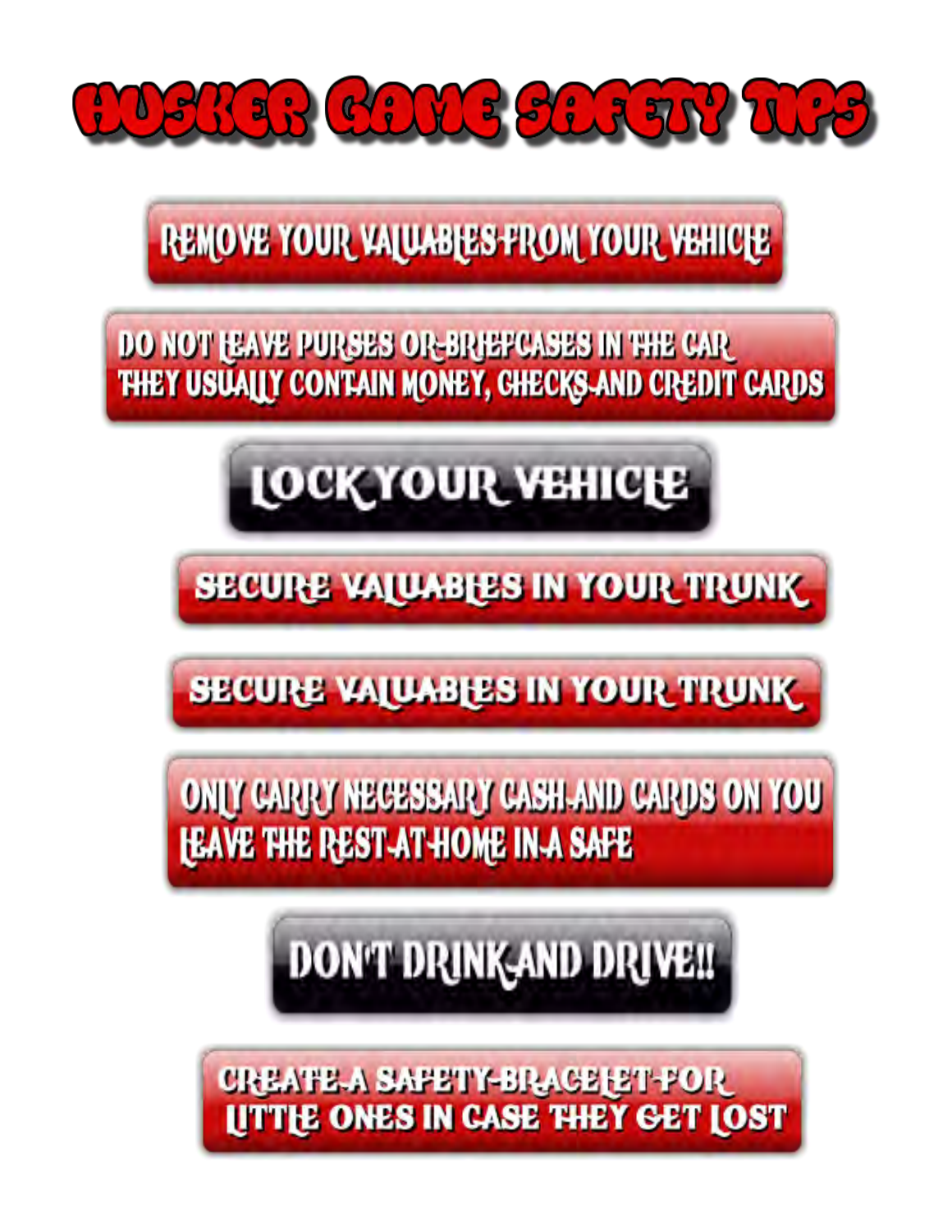# HUSKER GAME SAFETY TIPS

REMOVE YOUR VALUABLES FROM YOUR VEHICLE

DO NOT LEAVE PURSES OR BRIEFCASES IN THE CAR
THEY USUALLY CONTAIN MONEY, CHECKS AND CREDIT CARDS

LOCK YOUR VEHICLE

SECURE VALUABLES IN YOUR TRUNK

SECURE VALUABLES IN YOUR TRUNK

ONLY CARRY NECESSARY CASH AND CARDS ON YOU
LEAVE THE REST AT HOME IN A SAFE

DON'T DRINK AND DRIVE!!

CREATE A SAFETY BRACELET FOR
LITTLE ONES IN CASE THEY GET LOST